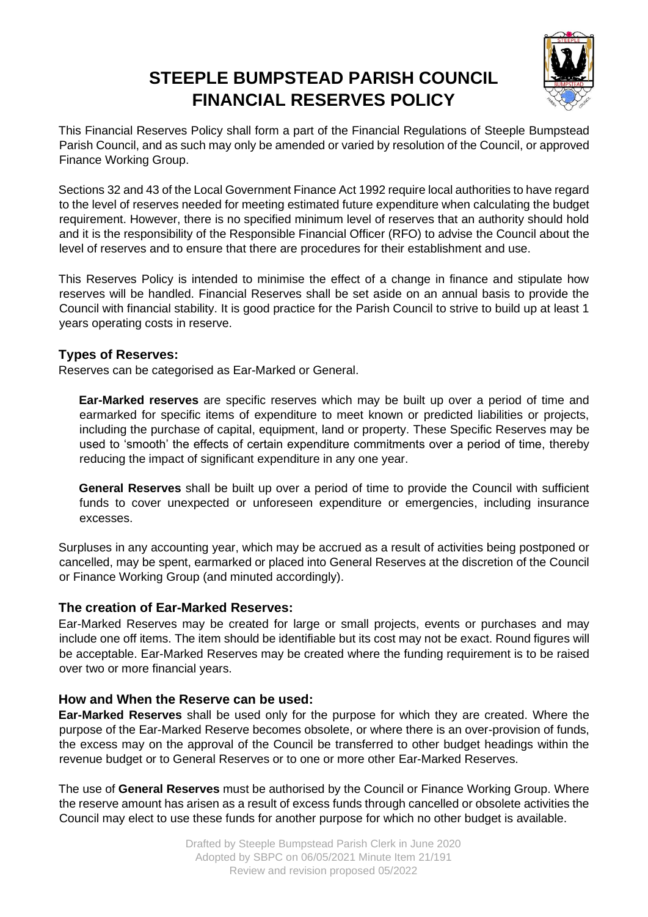# STEEPLE BUMPSTEAD PARISH COUNCIL FINANCIAL RESERVES POLICY

This Financial Reserves Policy shall form a part of the Financial Regulations of Steeple Bumpstead Parish Council, and as such may only be amended or varied by resolution of the Council, or approved Finance Working Group.

Sections 32 and 43 of the Local Government Finance Act 1992 require local authorities to have regard to the level of reserves needed for meeting estimated future expenditure when calculating the budget requirement. However, there is no specified minimum level of reserves that an authority should hold and it is the responsibility of the Responsible Financial Officer (RFO) to advise the Council about the level of reserves and to ensure that there are procedures for their establishment and use.

This Reserves Policy is intended to minimise the effect of a change in finance and stipulate how reserves will be handled. Financial Reserves shall be set aside on an annual basis to provide the Council with financial stability. It is good practice for the Parish Council to strive to build up at least 1 years operating costs in reserve.

## Types of Reserves:

Reserves can be categorised as Ear-Marked or General.

**Ear-Marked reserves** are specific reserves which may be built up over a period of time and earmarked for specific items of expenditure to meet known or predicted liabilities or projects, including the purchase of capital, equipment, land or property. These Specific Reserves may be used to 'smooth' the effects of certain expenditure commitments over a period of time, thereby reducing the impact of significant expenditure in any one year.

**General Reserves** shall be built up over a period of time to provide the Council with sufficient funds to cover unexpected or unforeseen expenditure or emergencies, including insurance excesses.

Surpluses in any accounting year, which may be accrued as a result of activities being postponed or cancelled, may be spent, earmarked or placed into General Reserves at the discretion of the Council or Finance Working Group (and minuted accordingly).

## The creation of Ear-Marked Reserves:

Ear-Marked Reserves may be created for large or small projects, events or purchases and may include one off items. The item should be identifiable but its cost may not be exact. Round figures will be acceptable. Ear-Marked Reserves may be created where the funding requirement is to be raised over two or more financial years.

## How and When the Reserve can be used:

**Ear-Marked Reserves** shall be used only for the purpose for which they are created. Where the purpose of the Ear-Marked Reserve becomes obsolete, or where there is an over-provision of funds, the excess may on the approval of the Council be transferred to other budget headings within the revenue budget or to General Reserves or to one or more other Ear-Marked Reserves.

The use of **General Reserves** must be authorised by the Council or Finance Working Group. Where the reserve amount has arisen as a result of excess funds through cancelled or obsolete activities the Council may elect to use these funds for another purpose for which no other budget is available.

Drafted by Steeple Bumpstead Parish Clerk in June 2020
Adopted by SBPC on 06/05/2021 Minute Item 21/191
Review and revision proposed 05/2022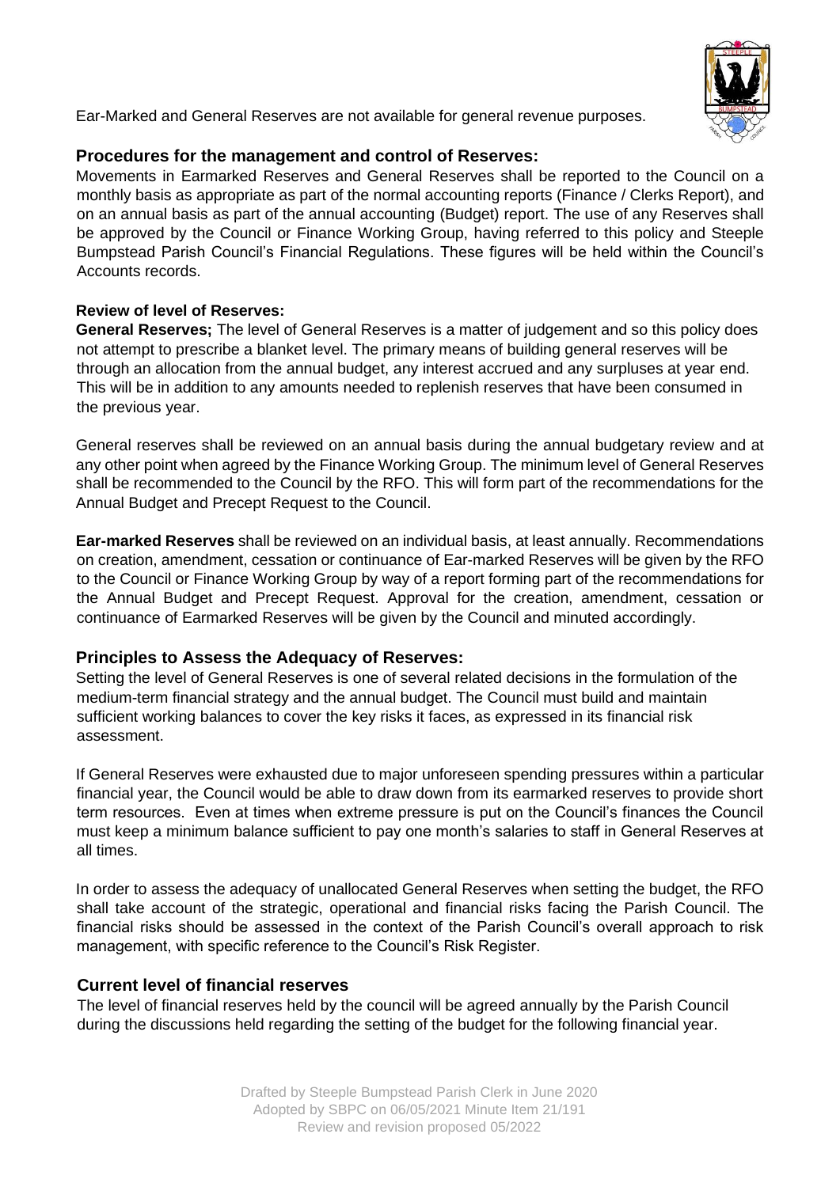Ear-Marked and General Reserves are not available for general revenue purposes.

## Procedures for the management and control of Reserves:

Movements in Earmarked Reserves and General Reserves shall be reported to the Council on a monthly basis as appropriate as part of the normal accounting reports (Finance / Clerks Report), and on an annual basis as part of the annual accounting (Budget) report. The use of any Reserves shall be approved by the Council or Finance Working Group, having referred to this policy and Steeple Bumpstead Parish Council's Financial Regulations. These figures will be held within the Council's Accounts records.

### Review of level of Reserves:

**General Reserves;** The level of General Reserves is a matter of judgement and so this policy does not attempt to prescribe a blanket level. The primary means of building general reserves will be through an allocation from the annual budget, any interest accrued and any surpluses at year end. This will be in addition to any amounts needed to replenish reserves that have been consumed in the previous year.

General reserves shall be reviewed on an annual basis during the annual budgetary review and at any other point when agreed by the Finance Working Group. The minimum level of General Reserves shall be recommended to the Council by the RFO. This will form part of the recommendations for the Annual Budget and Precept Request to the Council.

**Ear-marked Reserves** shall be reviewed on an individual basis, at least annually. Recommendations on creation, amendment, cessation or continuance of Ear-marked Reserves will be given by the RFO to the Council or Finance Working Group by way of a report forming part of the recommendations for the Annual Budget and Precept Request. Approval for the creation, amendment, cessation or continuance of Earmarked Reserves will be given by the Council and minuted accordingly.

## Principles to Assess the Adequacy of Reserves:

Setting the level of General Reserves is one of several related decisions in the formulation of the medium-term financial strategy and the annual budget. The Council must build and maintain sufficient working balances to cover the key risks it faces, as expressed in its financial risk assessment.

If General Reserves were exhausted due to major unforeseen spending pressures within a particular financial year, the Council would be able to draw down from its earmarked reserves to provide short term resources. Even at times when extreme pressure is put on the Council's finances the Council must keep a minimum balance sufficient to pay one month's salaries to staff in General Reserves at all times.

In order to assess the adequacy of unallocated General Reserves when setting the budget, the RFO shall take account of the strategic, operational and financial risks facing the Parish Council. The financial risks should be assessed in the context of the Parish Council's overall approach to risk management, with specific reference to the Council's Risk Register.

## Current level of financial reserves

The level of financial reserves held by the council will be agreed annually by the Parish Council during the discussions held regarding the setting of the budget for the following financial year.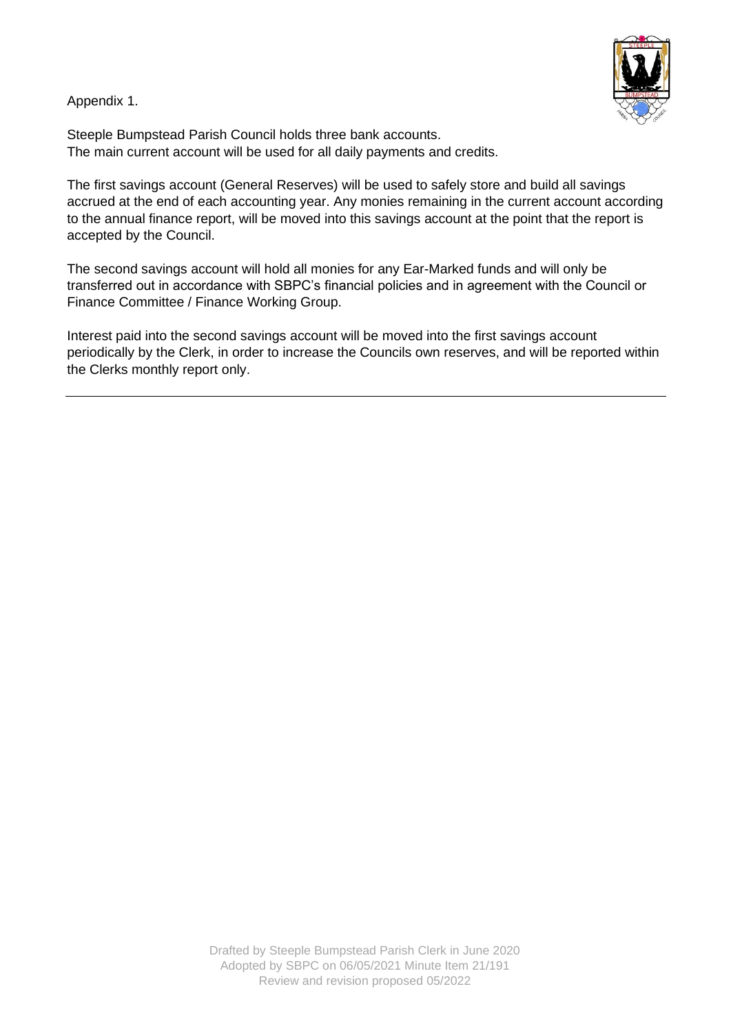Appendix 1.

Steeple Bumpstead Parish Council holds three bank accounts.
The main current account will be used for all daily payments and credits.

The first savings account (General Reserves) will be used to safely store and build all savings accrued at the end of each accounting year. Any monies remaining in the current account according to the annual finance report, will be moved into this savings account at the point that the report is accepted by the Council.

The second savings account will hold all monies for any Ear-Marked funds and will only be transferred out in accordance with SBPC's financial policies and in agreement with the Council or Finance Committee / Finance Working Group.

Interest paid into the second savings account will be moved into the first savings account periodically by the Clerk, in order to increase the Councils own reserves, and will be reported within the Clerks monthly report only.

---

Drafted by Steeple Bumpstead Parish Clerk in June 2020
Adopted by SBPC on 06/05/2021 Minute Item 21/191
Review and revision proposed 05/2022